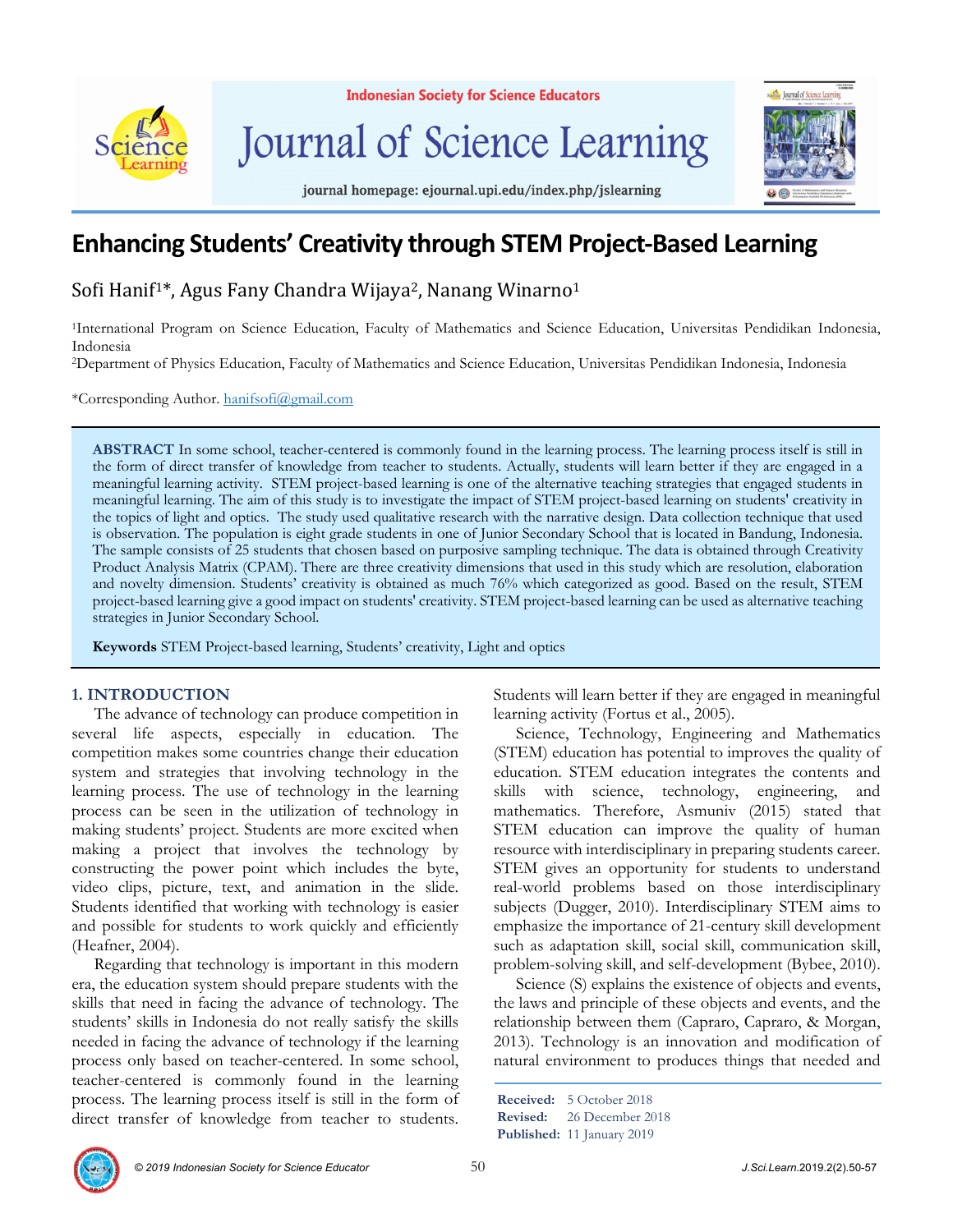# Enhancing Students' Creativity through STEM Project-Based Learning

Sofi Hanif[1]*, Agus Fany Chandra Wijaya[2], Nanang Winarno[1]

[1]International Program on Science Education, Faculty of Mathematics and Science Education, Universitas Pendidikan Indonesia, Indonesia

[2]Department of Physics Education, Faculty of Mathematics and Science Education, Universitas Pendidikan Indonesia, Indonesia

*Corresponding Author. hanifsofi@gmail.com

**ABSTRACT** In some school, teacher-centered is commonly found in the learning process. The learning process itself is still in the form of direct transfer of knowledge from teacher to students. Actually, students will learn better if they are engaged in a meaningful learning activity. STEM project-based learning is one of the alternative teaching strategies that engaged students in meaningful learning. The aim of this study is to investigate the impact of STEM project-based learning on students' creativity in the topics of light and optics. The study used qualitative research with the narrative design. Data collection technique that used is observation. The population is eight grade students in one of Junior Secondary School that is located in Bandung, Indonesia. The sample consists of 25 students that chosen based on purposive sampling technique. The data is obtained through Creativity Product Analysis Matrix (CPAM). There are three creativity dimensions that used in this study which are resolution, elaboration and novelty dimension. Students' creativity is obtained as much 76% which categorized as good. Based on the result, STEM project-based learning give a good impact on students' creativity. STEM project-based learning can be used as alternative teaching strategies in Junior Secondary School.

**Keywords** STEM Project-based learning, Students' creativity, Light and optics

## 1. INTRODUCTION

The advance of technology can produce competition in several life aspects, especially in education. The competition makes some countries change their education system and strategies that involving technology in the learning process. The use of technology in the learning process can be seen in the utilization of technology in making students' project. Students are more excited when making a project that involves the technology by constructing the power point which includes the byte, video clips, picture, text, and animation in the slide. Students identified that working with technology is easier and possible for students to work quickly and efficiently (Heafner, 2004).

Regarding that technology is important in this modern era, the education system should prepare students with the skills that need in facing the advance of technology. The students' skills in Indonesia do not really satisfy the skills needed in facing the advance of technology if the learning process only based on teacher-centered. In some school, teacher-centered is commonly found in the learning process. The learning process itself is still in the form of direct transfer of knowledge from teacher to students. Students will learn better if they are engaged in meaningful learning activity (Fortus et al., 2005).

Science, Technology, Engineering and Mathematics (STEM) education has potential to improves the quality of education. STEM education integrates the contents and skills with science, technology, engineering, and mathematics. Therefore, Asmuniv (2015) stated that STEM education can improve the quality of human resource with interdisciplinary in preparing students career. STEM gives an opportunity for students to understand real-world problems based on those interdisciplinary subjects (Dugger, 2010). Interdisciplinary STEM aims to emphasize the importance of 21-century skill development such as adaptation skill, social skill, communication skill, problem-solving skill, and self-development (Bybee, 2010).

Science (S) explains the existence of objects and events, the laws and principle of these objects and events, and the relationship between them (Capraro, Capraro, & Morgan, 2013). Technology is an innovation and modification of natural environment to produces things that needed and

**Received:** 5 October 2018
**Revised:** 26 December 2018
**Published:** 11 January 2019

© 2019 Indonesian Society for Science Educator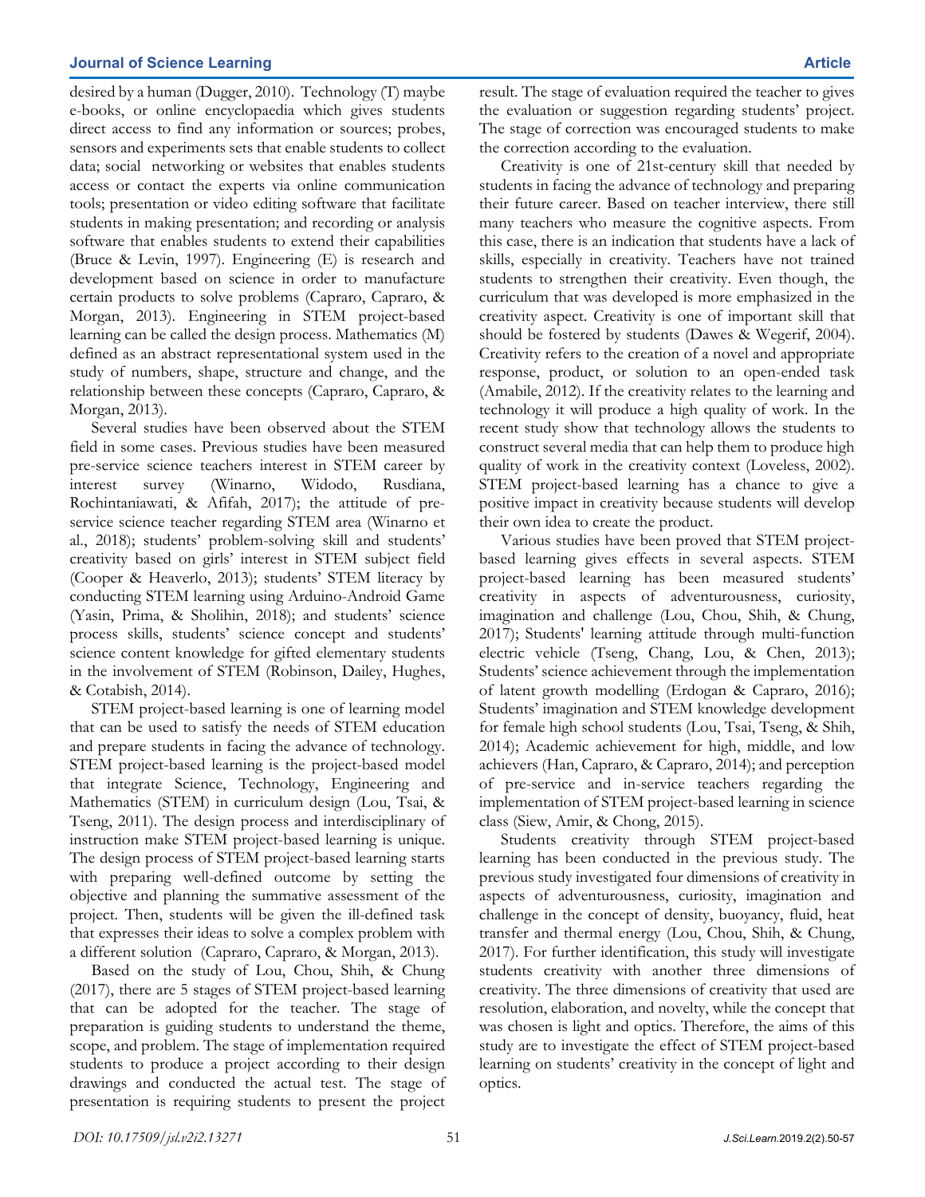desired by a human (Dugger, 2010). Technology (T) maybe e-books, or online encyclopaedia which gives students direct access to find any information or sources; probes, sensors and experiments sets that enable students to collect data; social networking or websites that enables students access or contact the experts via online communication tools; presentation or video editing software that facilitate students in making presentation; and recording or analysis software that enables students to extend their capabilities (Bruce & Levin, 1997). Engineering (E) is research and development based on science in order to manufacture certain products to solve problems (Capraro, Capraro, & Morgan, 2013). Engineering in STEM project-based learning can be called the design process. Mathematics (M) defined as an abstract representational system used in the study of numbers, shape, structure and change, and the relationship between these concepts (Capraro, Capraro, & Morgan, 2013).

Several studies have been observed about the STEM field in some cases. Previous studies have been measured pre-service science teachers interest in STEM career by interest survey (Winarno, Widodo, Rusdiana, Rochintaniawati, & Afifah, 2017); the attitude of pre-service science teacher regarding STEM area (Winarno et al., 2018); students' problem-solving skill and students' creativity based on girls' interest in STEM subject field (Cooper & Heaverlo, 2013); students' STEM literacy by conducting STEM learning using Arduino-Android Game (Yasin, Prima, & Sholihin, 2018); and students' science process skills, students' science concept and students' science content knowledge for gifted elementary students in the involvement of STEM (Robinson, Dailey, Hughes, & Cotabish, 2014).

STEM project-based learning is one of learning model that can be used to satisfy the needs of STEM education and prepare students in facing the advance of technology. STEM project-based learning is the project-based model that integrate Science, Technology, Engineering and Mathematics (STEM) in curriculum design (Lou, Tsai, & Tseng, 2011). The design process and interdisciplinary of instruction make STEM project-based learning is unique. The design process of STEM project-based learning starts with preparing well-defined outcome by setting the objective and planning the summative assessment of the project. Then, students will be given the ill-defined task that expresses their ideas to solve a complex problem with a different solution (Capraro, Capraro, & Morgan, 2013).

Based on the study of Lou, Chou, Shih, & Chung (2017), there are 5 stages of STEM project-based learning that can be adopted for the teacher. The stage of preparation is guiding students to understand the theme, scope, and problem. The stage of implementation required students to produce a project according to their design drawings and conducted the actual test. The stage of presentation is requiring students to present the project result. The stage of evaluation required the teacher to gives the evaluation or suggestion regarding students' project. The stage of correction was encouraged students to make the correction according to the evaluation.

Creativity is one of 21st-century skill that needed by students in facing the advance of technology and preparing their future career. Based on teacher interview, there still many teachers who measure the cognitive aspects. From this case, there is an indication that students have a lack of skills, especially in creativity. Teachers have not trained students to strengthen their creativity. Even though, the curriculum that was developed is more emphasized in the creativity aspect. Creativity is one of important skill that should be fostered by students (Dawes & Wegerif, 2004). Creativity refers to the creation of a novel and appropriate response, product, or solution to an open-ended task (Amabile, 2012). If the creativity relates to the learning and technology it will produce a high quality of work. In the recent study show that technology allows the students to construct several media that can help them to produce high quality of work in the creativity context (Loveless, 2002). STEM project-based learning has a chance to give a positive impact in creativity because students will develop their own idea to create the product.

Various studies have been proved that STEM project-based learning gives effects in several aspects. STEM project-based learning has been measured students' creativity in aspects of adventurousness, curiosity, imagination and challenge (Lou, Chou, Shih, & Chung, 2017); Students' learning attitude through multi-function electric vehicle (Tseng, Chang, Lou, & Chen, 2013); Students' science achievement through the implementation of latent growth modelling (Erdogan & Capraro, 2016); Students' imagination and STEM knowledge development for female high school students (Lou, Tsai, Tseng, & Shih, 2014); Academic achievement for high, middle, and low achievers (Han, Capraro, & Capraro, 2014); and perception of pre-service and in-service teachers regarding the implementation of STEM project-based learning in science class (Siew, Amir, & Chong, 2015).

Students creativity through STEM project-based learning has been conducted in the previous study. The previous study investigated four dimensions of creativity in aspects of adventurousness, curiosity, imagination and challenge in the concept of density, buoyancy, fluid, heat transfer and thermal energy (Lou, Chou, Shih, & Chung, 2017). For further identification, this study will investigate students creativity with another three dimensions of creativity. The three dimensions of creativity that used are resolution, elaboration, and novelty, while the concept that was chosen is light and optics. Therefore, the aims of this study are to investigate the effect of STEM project-based learning on students' creativity in the concept of light and optics.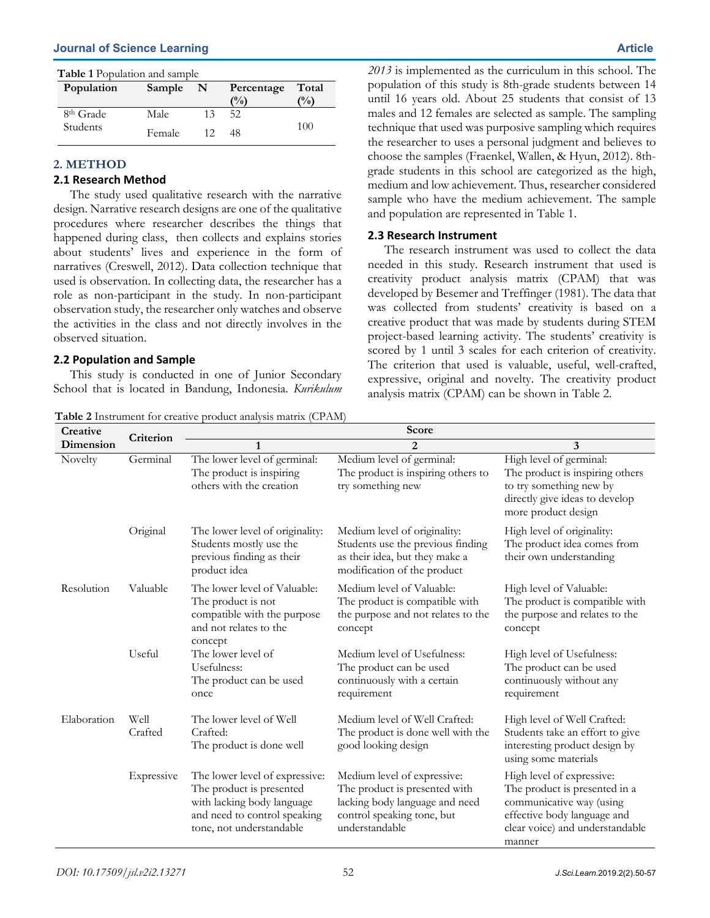**Table 1** Population and sample

| Population | Sample | N | Percentage (%) | Total (%) |
|---|---|---|---|---|
| 8th Grade Students | Male | 13 | 52 | 100 |
| | Female | 12 | 48 | |

## 2. METHOD

### 2.1 Research Method

The study used qualitative research with the narrative design. Narrative research designs are one of the qualitative procedures where researcher describes the things that happened during class, then collects and explains stories about students' lives and experience in the form of narratives (Creswell, 2012). Data collection technique that used is observation. In collecting data, the researcher has a role as non-participant in the study. In non-participant observation study, the researcher only watches and observe the activities in the class and not directly involves in the observed situation.

### 2.2 Population and Sample

This study is conducted in one of Junior Secondary School that is located in Bandung, Indonesia. *Kurikulum 2013* is implemented as the curriculum in this school. The population of this study is 8th-grade students between 14 until 16 years old. About 25 students that consist of 13 males and 12 females are selected as sample. The sampling technique that used was purposive sampling which requires the researcher to uses a personal judgment and believes to choose the samples (Fraenkel, Wallen, & Hyun, 2012). 8th-grade students in this school are categorized as the high, medium and low achievement. Thus, researcher considered sample who have the medium achievement. The sample and population are represented in Table 1.

### 2.3 Research Instrument

The research instrument was used to collect the data needed in this study. Research instrument that used is creativity product analysis matrix (CPAM) that was developed by Besemer and Treffinger (1981). The data that was collected from students' creativity is based on a creative product that was made by students during STEM project-based learning activity. The students' creativity is scored by 1 until 3 scales for each criterion of creativity. The criterion that used is valuable, useful, well-crafted, expressive, original and novelty. The creativity product analysis matrix (CPAM) can be shown in Table 2.

**Table 2** Instrument for creative product analysis matrix (CPAM)

| Creative Dimension | Criterion | Score | | |
|---|---|---|---|---|
| | | 1 | 2 | 3 |
| Novelty | Germinal | The lower level of germinal: The product is inspiring others with the creation | Medium level of germinal: The product is inspiring others to try something new | High level of germinal: The product is inspiring others to try something new by directly give ideas to develop more product design |
| | Original | The lower level of originality: Students mostly use the previous finding as their product idea | Medium level of originality: Students use the previous finding as their idea, but they make a modification of the product | High level of originality: The product idea comes from their own understanding |
| Resolution | Valuable | The lower level of Valuable: The product is not compatible with the purpose and not relates to the concept | Medium level of Valuable: The product is compatible with the purpose and not relates to the concept | High level of Valuable: The product is compatible with the purpose and relates to the concept |
| | Useful | The lower level of Usefulness: The product can be used once | Medium level of Usefulness: The product can be used continuously with a certain requirement | High level of Usefulness: The product can be used continuously without any requirement |
| Elaboration | Well Crafted | The lower level of Well Crafted: The product is done well | Medium level of Well Crafted: The product is done well with the good looking design | High level of Well Crafted: Students take an effort to give interesting product design by using some materials |
| | Expressive | The lower level of expressive: The product is presented with lacking body language and need to control speaking tone, not understandable | Medium level of expressive: The product is presented with lacking body language and need control speaking tone, but understandable | High level of expressive: The product is presented in a communicative way (using effective body language and clear voice) and understandable manner |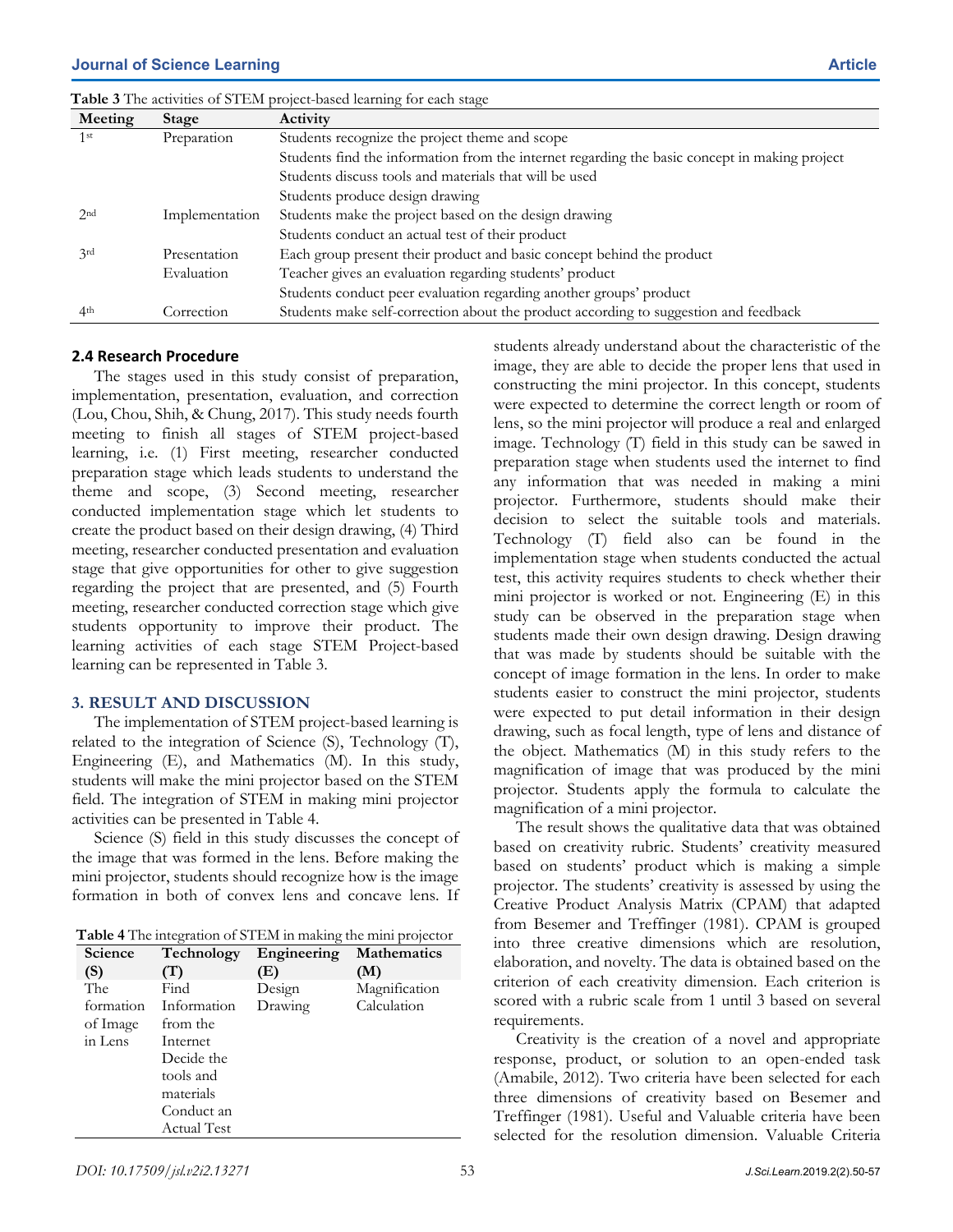**Table 3** The activities of STEM project-based learning for each stage

| Meeting | Stage | Activity |
|---|---|---|
| 1st | Preparation | Students recognize the project theme and scope |
| | | Students find the information from the internet regarding the basic concept in making project |
| | | Students discuss tools and materials that will be used |
| | | Students produce design drawing |
| 2nd | Implementation | Students make the project based on the design drawing |
| | | Students conduct an actual test of their product |
| 3rd | Presentation | Each group present their product and basic concept behind the product |
| | Evaluation | Teacher gives an evaluation regarding students' product |
| | | Students conduct peer evaluation regarding another groups' product |
| 4th | Correction | Students make self-correction about the product according to suggestion and feedback |

### 2.4 Research Procedure

The stages used in this study consist of preparation, implementation, presentation, evaluation, and correction (Lou, Chou, Shih, & Chung, 2017). This study needs fourth meeting to finish all stages of STEM project-based learning, i.e. (1) First meeting, researcher conducted preparation stage which leads students to understand the theme and scope, (3) Second meeting, researcher conducted implementation stage which let students to create the product based on their design drawing, (4) Third meeting, researcher conducted presentation and evaluation stage that give opportunities for other to give suggestion regarding the project that are presented, and (5) Fourth meeting, researcher conducted correction stage which give students opportunity to improve their product. The learning activities of each stage STEM Project-based learning can be represented in Table 3.

## 3. RESULT AND DISCUSSION

The implementation of STEM project-based learning is related to the integration of Science (S), Technology (T), Engineering (E), and Mathematics (M). In this study, students will make the mini projector based on the STEM field. The integration of STEM in making mini projector activities can be presented in Table 4.

Science (S) field in this study discusses the concept of the image that was formed in the lens. Before making the mini projector, students should recognize how is the image formation in both of convex lens and concave lens. If students already understand about the characteristic of the image, they are able to decide the proper lens that used in constructing the mini projector. In this concept, students were expected to determine the correct length or room of lens, so the mini projector will produce a real and enlarged image. Technology (T) field in this study can be sawed in preparation stage when students used the internet to find any information that was needed in making a mini projector. Furthermore, students should make their decision to select the suitable tools and materials. Technology (T) field also can be found in the implementation stage when students conducted the actual test, this activity requires students to check whether their mini projector is worked or not. Engineering (E) in this study can be observed in the preparation stage when students made their own design drawing. Design drawing that was made by students should be suitable with the concept of image formation in the lens. In order to make students easier to construct the mini projector, students were expected to put detail information in their design drawing, such as focal length, type of lens and distance of the object. Mathematics (M) in this study refers to the magnification of image that was produced by the mini projector. Students apply the formula to calculate the magnification of a mini projector.

**Table 4** The integration of STEM in making the mini projector

| Science (S) | Technology (T) | Engineering (E) | Mathematics (M) |
|---|---|---|---|
| The formation of Image in Lens | Find Information from the Internet<br>Decide the tools and materials<br>Conduct an Actual Test | Design Drawing | Magnification Calculation |

The result shows the qualitative data that was obtained based on creativity rubric. Students' creativity measured based on students' product which is making a simple projector. The students' creativity is assessed by using the Creative Product Analysis Matrix (CPAM) that adapted from Besemer and Treffinger (1981). CPAM is grouped into three creative dimensions which are resolution, elaboration, and novelty. The data is obtained based on the criterion of each creativity dimension. Each criterion is scored with a rubric scale from 1 until 3 based on several requirements.

Creativity is the creation of a novel and appropriate response, product, or solution to an open-ended task (Amabile, 2012). Two criteria have been selected for each three dimensions of creativity based on Besemer and Treffinger (1981). Useful and Valuable criteria have been selected for the resolution dimension. Valuable Criteria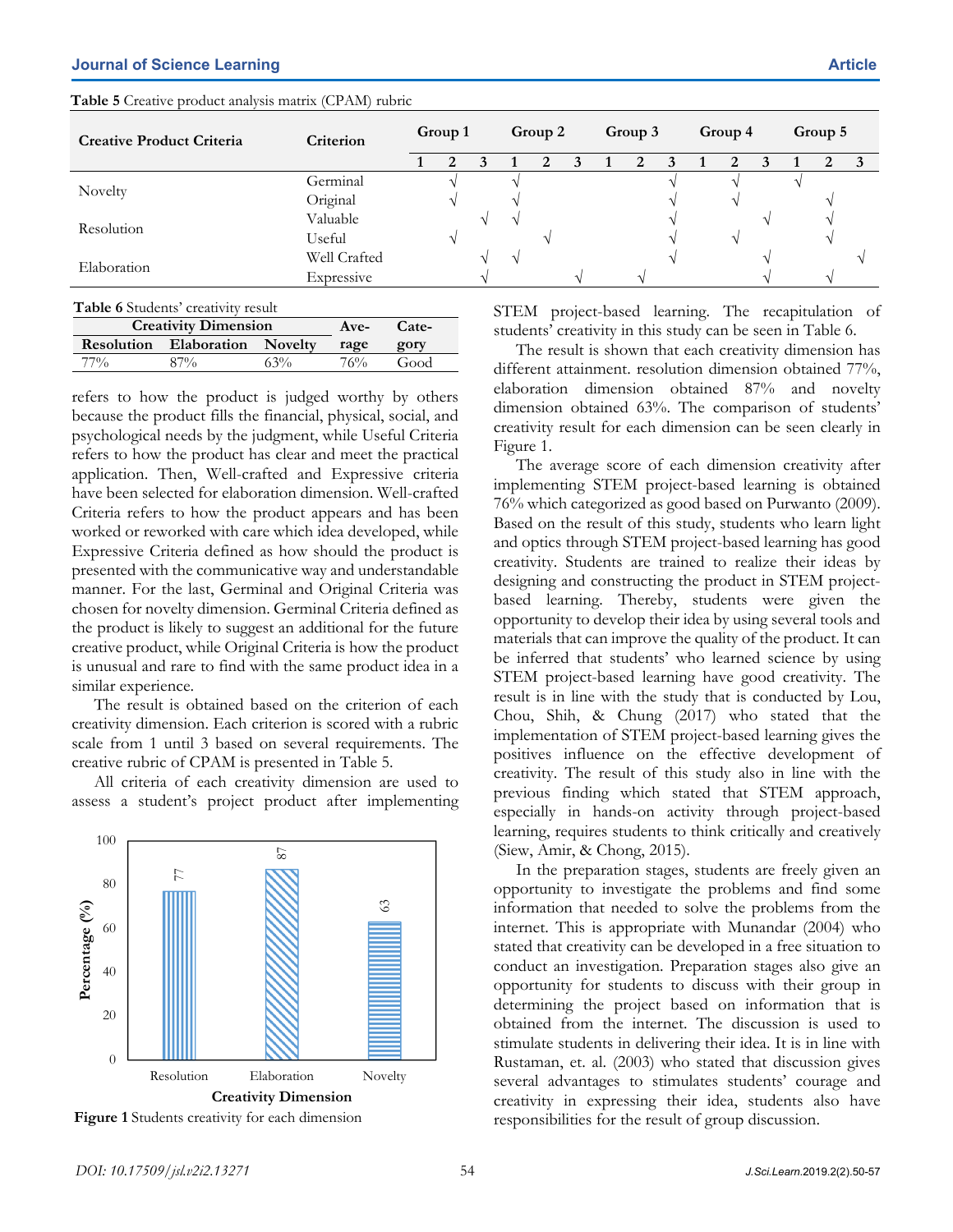**Table 5** Creative product analysis matrix (CPAM) rubric

| Creative Product Criteria | Criterion | Group 1 | | | Group 2 | | | Group 3 | | | Group 4 | | | Group 5 | | |
|---|---|---|---|---|---|---|---|---|---|---|---|---|---|---|---|---|
| | | 1 | 2 | 3 | 1 | 2 | 3 | 1 | 2 | 3 | 1 | 2 | 3 | 1 | 2 | 3 |
| Novelty | Germinal | | √ | | √ | | | | | √ | | √ | | √ | | |
| | Original | | √ | | √ | | | | | √ | | √ | | | √ | |
| Resolution | Valuable | | | √ | √ | | | | | √ | | | √ | | √ | |
| | Useful | | √ | | | √ | | | | √ | | √ | | | √ | |
| Elaboration | Well Crafted | | | √ | √ | | | | | √ | | | √ | | | √ |
| | Expressive | | | √ | | | √ | | √ | | | | √ | | √ | |

**Table 6** Students' creativity result

| Creativity Dimension | | | Ave-rage | Cate-gory |
|---|---|---|---|---|
| Resolution | Elaboration | Novelty | | |
| 77% | 87% | 63% | 76% | Good |

refers to how the product is judged worthy by others because the product fills the financial, physical, social, and psychological needs by the judgment, while Useful Criteria refers to how the product has clear and meet the practical application. Then, Well-crafted and Expressive criteria have been selected for elaboration dimension. Well-crafted Criteria refers to how the product appears and has been worked or reworked with care which idea developed, while Expressive Criteria defined as how should the product is presented with the communicative way and understandable manner. For the last, Germinal and Original Criteria was chosen for novelty dimension. Germinal Criteria defined as the product is likely to suggest an additional for the future creative product, while Original Criteria is how the product is unusual and rare to find with the same product idea in a similar experience.

The result is obtained based on the criterion of each creativity dimension. Each criterion is scored with a rubric scale from 1 until 3 based on several requirements. The creative rubric of CPAM is presented in Table 5.

All criteria of each creativity dimension are used to assess a student's project product after implementing

100
80
60
40
20
0
Percentage (%)
77
87
63
Resolution
Elaboration
Novelty
Creativity Dimension

**Figure 1** Students creativity for each dimension

STEM project-based learning. The recapitulation of students' creativity in this study can be seen in Table 6.

The result is shown that each creativity dimension has different attainment. resolution dimension obtained 77%, elaboration dimension obtained 87% and novelty dimension obtained 63%. The comparison of students' creativity result for each dimension can be seen clearly in Figure 1.

The average score of each dimension creativity after implementing STEM project-based learning is obtained 76% which categorized as good based on Purwanto (2009). Based on the result of this study, students who learn light and optics through STEM project-based learning has good creativity. Students are trained to realize their ideas by designing and constructing the product in STEM project-based learning. Thereby, students were given the opportunity to develop their idea by using several tools and materials that can improve the quality of the product. It can be inferred that students' who learned science by using STEM project-based learning have good creativity. The result is in line with the study that is conducted by Lou, Chou, Shih, & Chung (2017) who stated that the implementation of STEM project-based learning gives the positives influence on the effective development of creativity. The result of this study also in line with the previous finding which stated that STEM approach, especially in hands-on activity through project-based learning, requires students to think critically and creatively (Siew, Amir, & Chong, 2015).

In the preparation stages, students are freely given an opportunity to investigate the problems and find some information that needed to solve the problems from the internet. This is appropriate with Munandar (2004) who stated that creativity can be developed in a free situation to conduct an investigation. Preparation stages also give an opportunity for students to discuss with their group in determining the project based on information that is obtained from the internet. The discussion is used to stimulate students in delivering their idea. It is in line with Rustaman, et. al. (2003) who stated that discussion gives several advantages to stimulates students' courage and creativity in expressing their idea, students also have responsibilities for the result of group discussion.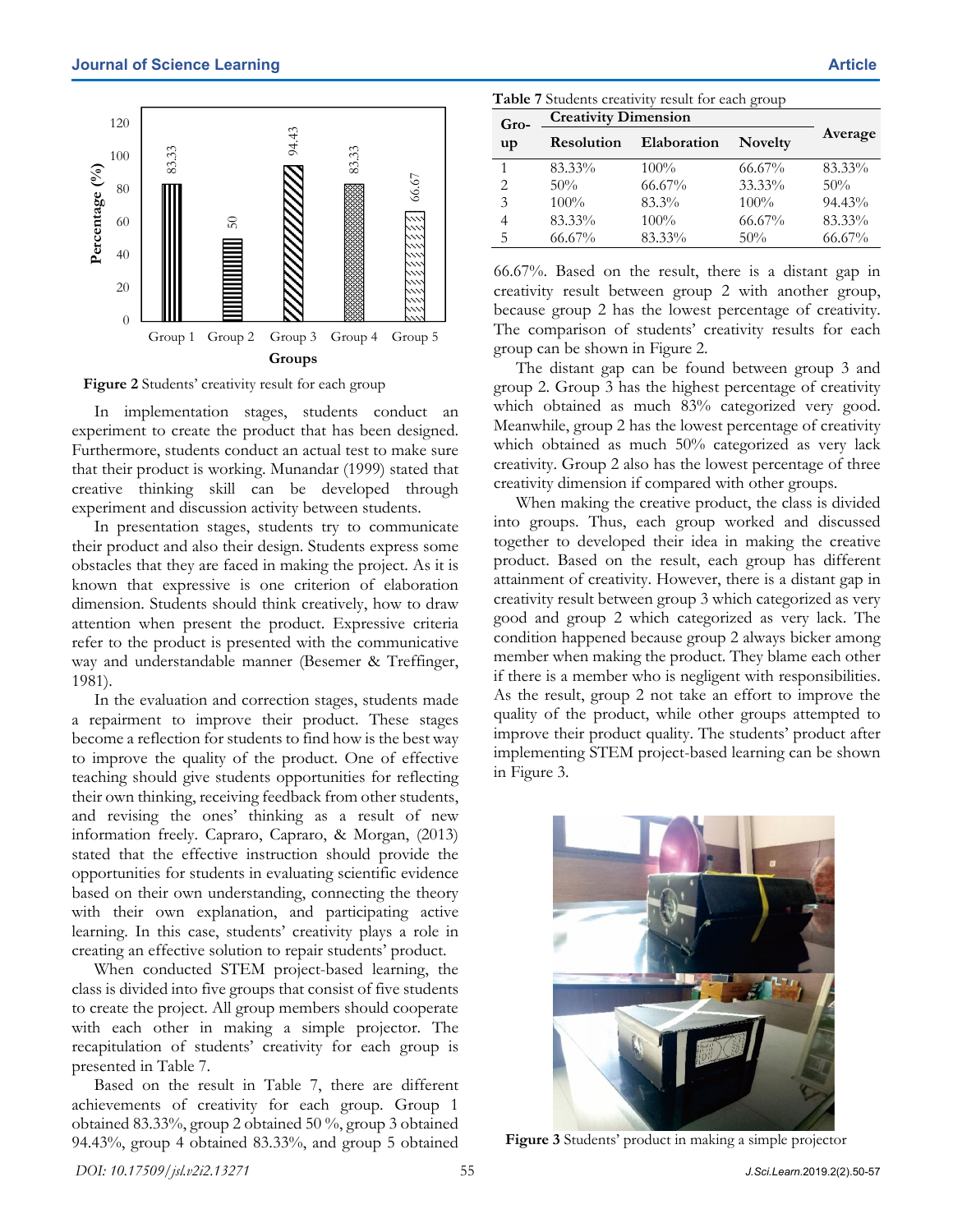120
100
80
60
40
20
0

Percentage (%)

83.33
50
94.43
83.33
66.67

Group 1 Group 2 Group 3 Group 4 Group 5

Groups

**Figure 2** Students' creativity result for each group

In implementation stages, students conduct an experiment to create the product that has been designed. Furthermore, students conduct an actual test to make sure that their product is working. Munandar (1999) stated that creative thinking skill can be developed through experiment and discussion activity between students.

In presentation stages, students try to communicate their product and also their design. Students express some obstacles that they are faced in making the project. As it is known that expressive is one criterion of elaboration dimension. Students should think creatively, how to draw attention when present the product. Expressive criteria refer to the product is presented with the communicative way and understandable manner (Besemer & Treffinger, 1981).

In the evaluation and correction stages, students made a repairment to improve their product. These stages become a reflection for students to find how is the best way to improve the quality of the product. One of effective teaching should give students opportunities for reflecting their own thinking, receiving feedback from other students, and revising the ones' thinking as a result of new information freely. Capraro, Capraro, & Morgan, (2013) stated that the effective instruction should provide the opportunities for students in evaluating scientific evidence based on their own understanding, connecting the theory with their own explanation, and participating active learning. In this case, students' creativity plays a role in creating an effective solution to repair students' product.

When conducted STEM project-based learning, the class is divided into five groups that consist of five students to create the project. All group members should cooperate with each other in making a simple projector. The recapitulation of students' creativity for each group is presented in Table 7.

Based on the result in Table 7, there are different achievements of creativity for each group. Group 1 obtained 83.33%, group 2 obtained 50 %, group 3 obtained 94.43%, group 4 obtained 83.33%, and group 5 obtained 66.67%. Based on the result, there is a distant gap in creativity result between group 2 with another group, because group 2 has the lowest percentage of creativity. The comparison of students' creativity results for each group can be shown in Figure 2.

**Table 7** Students creativity result for each group

| Group | Creativity Dimension | | | Average |
|---|---|---|---|---|
| | Resolution | Elaboration | Novelty | |
| 1 | 83.33% | 100% | 66.67% | 83.33% |
| 2 | 50% | 66.67% | 33.33% | 50% |
| 3 | 100% | 83.3% | 100% | 94.43% |
| 4 | 83.33% | 100% | 66.67% | 83.33% |
| 5 | 66.67% | 83.33% | 50% | 66.67% |

The distant gap can be found between group 3 and group 2. Group 3 has the highest percentage of creativity which obtained as much 83% categorized very good. Meanwhile, group 2 has the lowest percentage of creativity which obtained as much as 50% categorized as very lack creativity. Group 2 also has the lowest percentage of three creativity dimension if compared with other groups.

When making the creative product, the class is divided into groups. Thus, each group worked and discussed together to developed their idea in making the creative product. Based on the result, each group has different attainment of creativity. However, there is a distant gap in creativity result between group 3 which categorized as very good and group 2 which categorized as very lack. The condition happened because group 2 always bicker among member when making the product. They blame each other if there is a member who is negligent with responsibilities. As the result, group 2 not take an effort to improve the quality of the product, while other groups attempted to improve their product quality. The students' product after implementing STEM project-based learning can be shown in Figure 3.

**Figure 3** Students' product in making a simple projector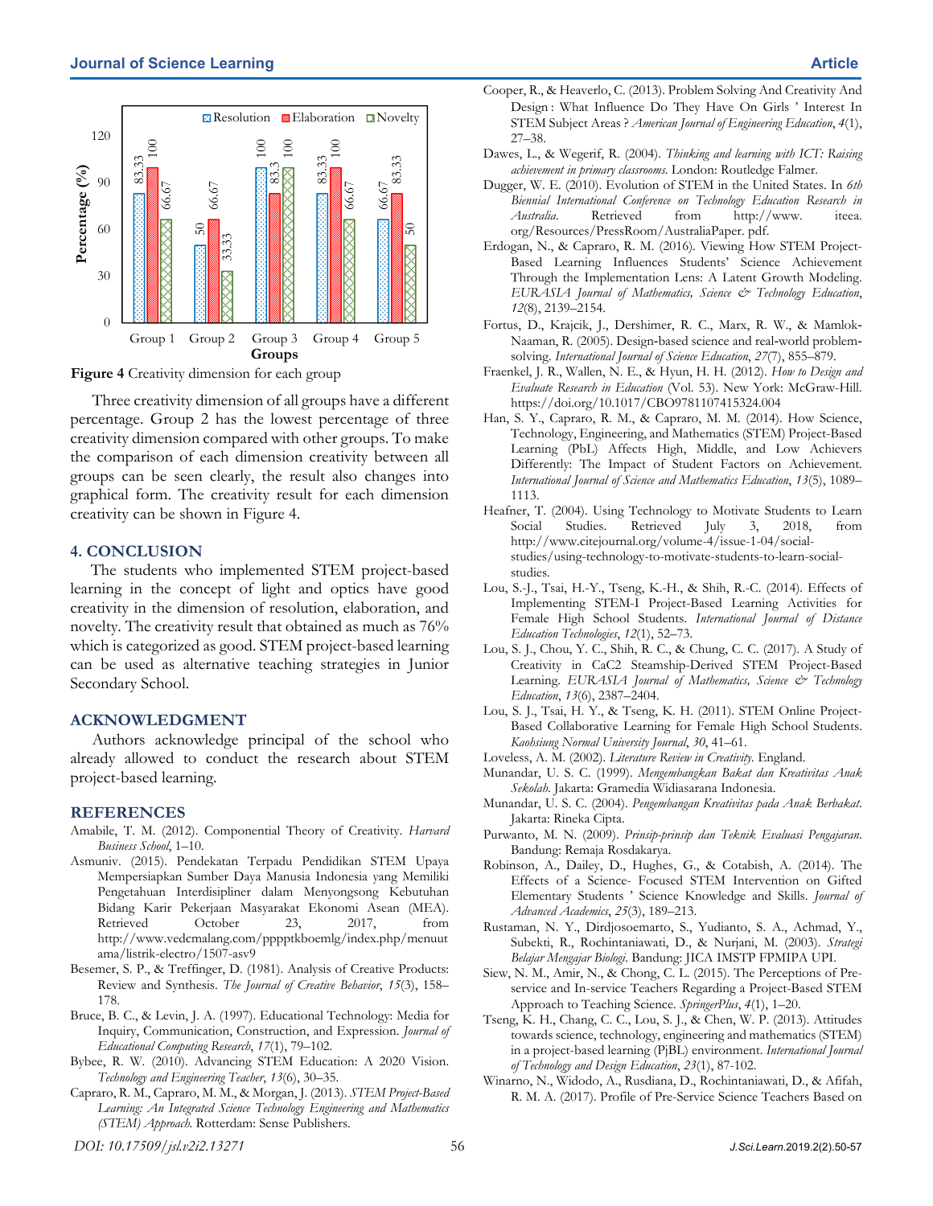Resolution Elaboration Novelty

120

90

60

30

0

Percentage (%)

Group 1 Group 2 Group 3 Group 4 Group 5

Groups

83.33 100 66.67

50 66.67 33.33

100 83.3 100

83.33 100 66.67

66.67 83.33 50

**Figure 4** Creativity dimension for each group

Three creativity dimension of all groups have a different percentage. Group 2 has the lowest percentage of three creativity dimension compared with other groups. To make the comparison of each dimension creativity between all groups can be seen clearly, the result also changes into graphical form. The creativity result for each dimension creativity can be shown in Figure 4.

## 4. CONCLUSION

The students who implemented STEM project-based learning in the concept of light and optics have good creativity in the dimension of resolution, elaboration, and novelty. The creativity result that obtained as much as 76% which is categorized as good. STEM project-based learning can be used as alternative teaching strategies in Junior Secondary School.

## ACKNOWLEDGMENT

Authors acknowledge principal of the school who already allowed to conduct the research about STEM project-based learning.

## REFERENCES

Amabile, T. M. (2012). Componential Theory of Creativity. *Harvard Business School*, 1–10.

Asmuniv. (2015). Pendekatan Terpadu Pendidikan STEM Upaya Mempersiapkan Sumber Daya Manusia Indonesia yang Memiliki Pengetahuan Interdisipliner dalam Menyongsong Kebutuhan Bidang Karir Pekerjaan Masyarakat Ekonomi Asean (MEA). Retrieved October 23, 2017, from http://www.vedcmalang.com/pppptkboemlg/index.php/menuutama/listrik-electro/1507-asv9

Besemer, S. P., & Treffinger, D. (1981). Analysis of Creative Products: Review and Synthesis. *The Journal of Creative Behavior*, *15*(3), 158–178.

Bruce, B. C., & Levin, J. A. (1997). Educational Technology: Media for Inquiry, Communication, Construction, and Expression. *Journal of Educational Computing Research*, *17*(1), 79–102.

Bybee, R. W. (2010). Advancing STEM Education: A 2020 Vision. *Technology and Engineering Teacher*, *13*(6), 30–35.

Capraro, R. M., Capraro, M. M., & Morgan, J. (2013). *STEM Project-Based Learning: An Integrated Science Technology Engineering and Mathematics (STEM) Approach.* Rotterdam: Sense Publishers.

Cooper, R., & Heaverlo, C. (2013). Problem Solving And Creativity And Design : What Influence Do They Have On Girls ' Interest In STEM Subject Areas ? *American Journal of Engineering Education*, *4*(1), 27–38.

Dawes, L., & Wegerif, R. (2004). *Thinking and learning with ICT: Raising achievement in primary classrooms.* London: Routledge Falmer.

Dugger, W. E. (2010). Evolution of STEM in the United States. In *6th Biennial International Conference on Technology Education Research in Australia*. Retrieved from http://www. iteea. org/Resources/PressRoom/AustraliaPaper. pdf.

Erdogan, N., & Capraro, R. M. (2016). Viewing How STEM Project-Based Learning Influences Students' Science Achievement Through the Implementation Lens: A Latent Growth Modeling. *EURASIA Journal of Mathematics, Science & Technology Education*, *12*(8), 2139–2154.

Fortus, D., Krajcik, J., Dershimer, R. C., Marx, R. W., & Mamlok-Naaman, R. (2005). Design-based science and real-world problem-solving. *International Journal of Science Education*, *27*(7), 855–879.

Fraenkel, J. R., Wallen, N. E., & Hyun, H. H. (2012). *How to Design and Evaluate Research in Education* (Vol. 53). New York: McGraw-Hill. https://doi.org/10.1017/CBO9781107415324.004

Han, S. Y., Capraro, R. M., & Capraro, M. M. (2014). How Science, Technology, Engineering, and Mathematics (STEM) Project-Based Learning (PbL) Affects High, Middle, and Low Achievers Differently: The Impact of Student Factors on Achievement. *International Journal of Science and Mathematics Education*, *13*(5), 1089–1113.

Heafner, T. (2004). Using Technology to Motivate Students to Learn Social Studies. Retrieved July 3, 2018, from http://www.citejournal.org/volume-4/issue-1-04/social-studies/using-technology-to-motivate-students-to-learn-social-studies.

Lou, S.-J., Tsai, H.-Y., Tseng, K.-H., & Shih, R.-C. (2014). Effects of Implementing STEM-I Project-Based Learning Activities for Female High School Students. *International Journal of Distance Education Technologies*, *12*(1), 52–73.

Lou, S. J., Chou, Y. C., Shih, R. C., & Chung, C. C. (2017). A Study of Creativity in CaC2 Steamship-Derived STEM Project-Based Learning. *EURASIA Journal of Mathematics, Science & Technology Education*, *13*(6), 2387–2404.

Lou, S. J., Tsai, H. Y., & Tseng, K. H. (2011). STEM Online Project-Based Collaborative Learning for Female High School Students. *Kaohsiung Normal University Journal*, *30*, 41–61.

Loveless, A. M. (2002). *Literature Review in Creativity.* England.

Munandar, U. S. C. (1999). *Mengembangkan Bakat dan Kreativitas Anak Sekolah.* Jakarta: Gramedia Widiasarana Indonesia.

Munandar, U. S. C. (2004). *Pengembangan Kreativitas pada Anak Berbakat.* Jakarta: Rineka Cipta.

Purwanto, M. N. (2009). *Prinsip-prinsip dan Teknik Evaluasi Pengajaran.* Bandung: Remaja Rosdakarya.

Robinson, A., Dailey, D., Hughes, G., & Cotabish, A. (2014). The Effects of a Science- Focused STEM Intervention on Gifted Elementary Students ' Science Knowledge and Skills. *Journal of Advanced Academics*, *25*(3), 189–213.

Rustaman, N. Y., Dirdjosoemarto, S., Yudianto, S. A., Achmad, Y., Subekti, R., Rochintaniawati, D., & Nurjani, M. (2003). *Strategi Belajar Mengajar Biologi*. Bandung: JICA IMSTP FPMIPA UPI.

Siew, N. M., Amir, N., & Chong, C. L. (2015). The Perceptions of Pre-service and In-service Teachers Regarding a Project-Based STEM Approach to Teaching Science. *SpringerPlus*, *4*(1), 1–20.

Tseng, K. H., Chang, C. C., Lou, S. J., & Chen, W. P. (2013). Attitudes towards science, technology, engineering and mathematics (STEM) in a project-based learning (PjBL) environment. *International Journal of Technology and Design Education*, *23*(1), 87-102.

Winarno, N., Widodo, A., Rusdiana, D., Rochintaniawati, D., & Afifah, R. M. A. (2017). Profile of Pre-Service Science Teachers Based on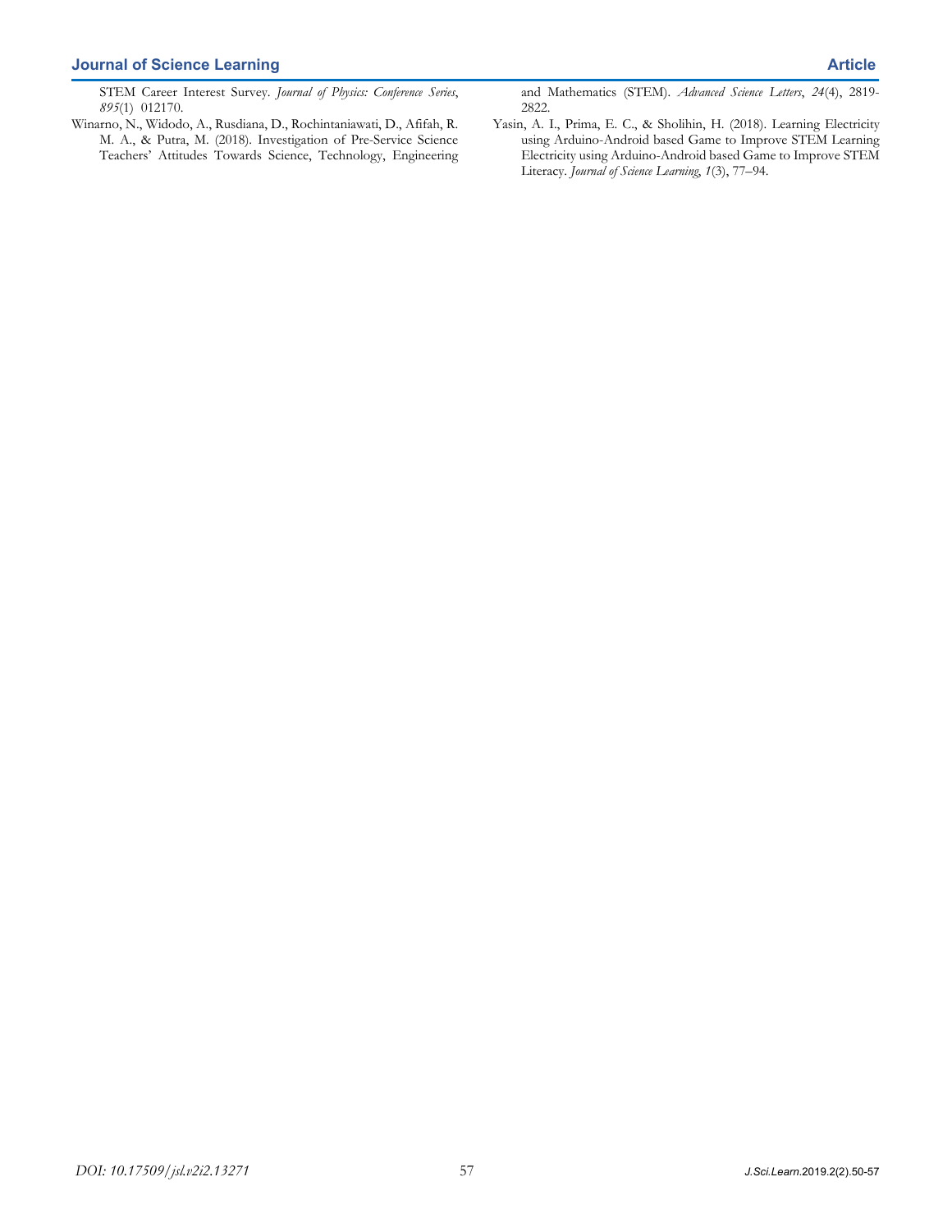STEM Career Interest Survey. *Journal of Physics: Conference Series*, *895*(1) 012170.

Winarno, N., Widodo, A., Rusdiana, D., Rochintaniawati, D., Afifah, R. M. A., & Putra, M. (2018). Investigation of Pre-Service Science Teachers' Attitudes Towards Science, Technology, Engineering and Mathematics (STEM). *Advanced Science Letters*, *24*(4), 2819-2822.

Yasin, A. I., Prima, E. C., & Sholihin, H. (2018). Learning Electricity using Arduino-Android based Game to Improve STEM Learning Electricity using Arduino-Android based Game to Improve STEM Literacy. *Journal of Science Learning*, *1*(3), 77–94.